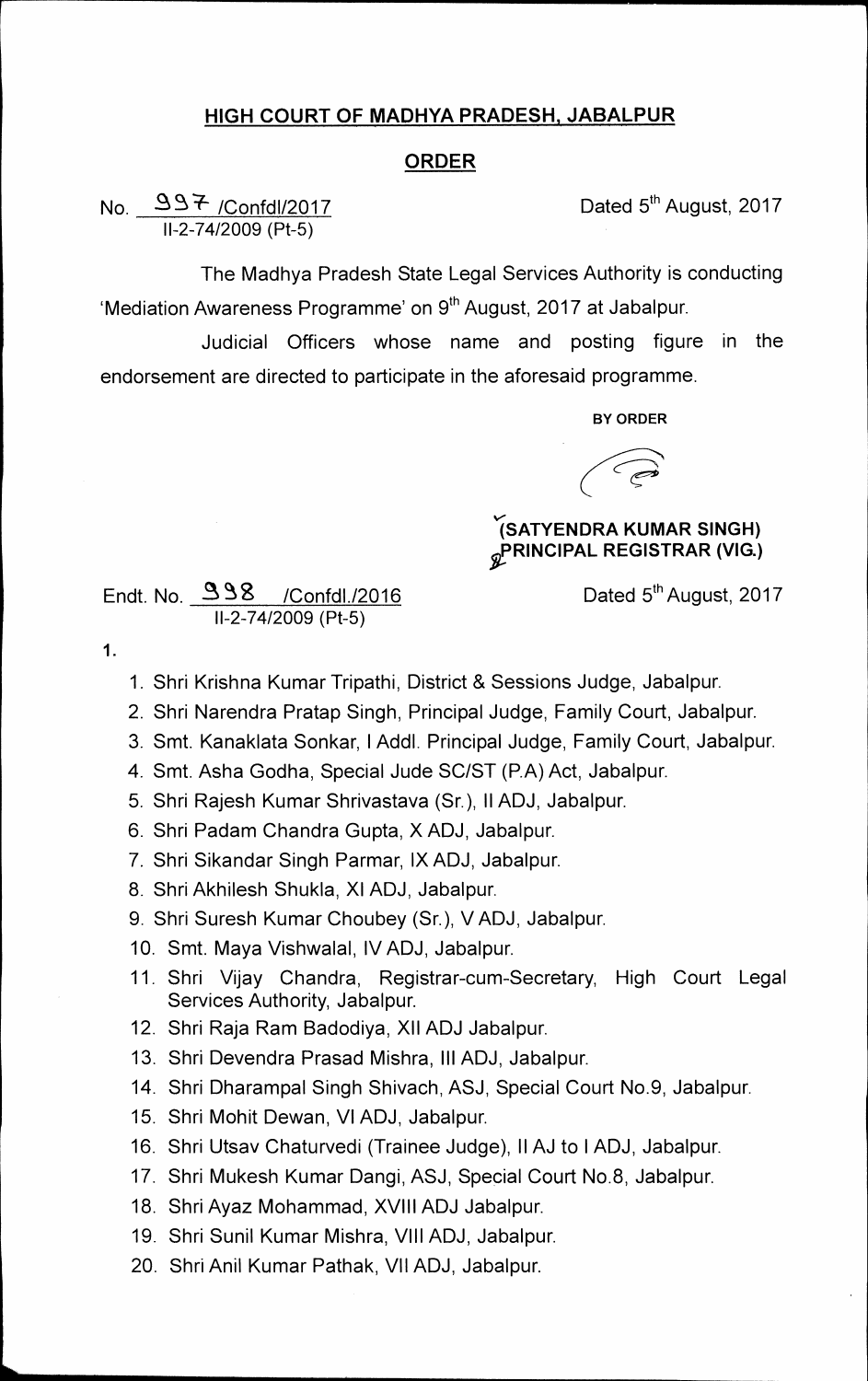## HIGH COURT OF MADHYA PRADESH, JABALPUR

## ORDER

No. 997 /Confdl/2017
II-2-74/2009 (Pt-5)

Dated 5th August, 2017

The Madhya Pradesh State Legal Services Authority is conducting 'Mediation Awareness Programme' on 9th August, 2017 at Jabalpur.

Judicial Officers whose name and posting figure in the endorsement are directed to participate in the aforesaid programme.

BY ORDER

(SATYENDRA KUMAR SINGH)
PRINCIPAL REGISTRAR (VIG.)

Endt. No. 998 /Confdl./2016
II-2-74/2009 (Pt-5)

Dated 5th August, 2017

1.

1. Shri Krishna Kumar Tripathi, District & Sessions Judge, Jabalpur.
2. Shri Narendra Pratap Singh, Principal Judge, Family Court, Jabalpur.
3. Smt. Kanaklata Sonkar, I Addl. Principal Judge, Family Court, Jabalpur.
4. Smt. Asha Godha, Special Jude SC/ST (P.A) Act, Jabalpur.
5. Shri Rajesh Kumar Shrivastava (Sr.), II ADJ, Jabalpur.
6. Shri Padam Chandra Gupta, X ADJ, Jabalpur.
7. Shri Sikandar Singh Parmar, IX ADJ, Jabalpur.
8. Shri Akhilesh Shukla, XI ADJ, Jabalpur.
9. Shri Suresh Kumar Choubey (Sr.), V ADJ, Jabalpur.
10. Smt. Maya Vishwalal, IV ADJ, Jabalpur.
11. Shri Vijay Chandra, Registrar-cum-Secretary, High Court Legal Services Authority, Jabalpur.
12. Shri Raja Ram Badodiya, XII ADJ Jabalpur.
13. Shri Devendra Prasad Mishra, III ADJ, Jabalpur.
14. Shri Dharampal Singh Shivach, ASJ, Special Court No.9, Jabalpur.
15. Shri Mohit Dewan, VI ADJ, Jabalpur.
16. Shri Utsav Chaturvedi (Trainee Judge), II AJ to I ADJ, Jabalpur.
17. Shri Mukesh Kumar Dangi, ASJ, Special Court No.8, Jabalpur.
18. Shri Ayaz Mohammad, XVIII ADJ Jabalpur.
19. Shri Sunil Kumar Mishra, VIII ADJ, Jabalpur.
20. Shri Anil Kumar Pathak, VII ADJ, Jabalpur.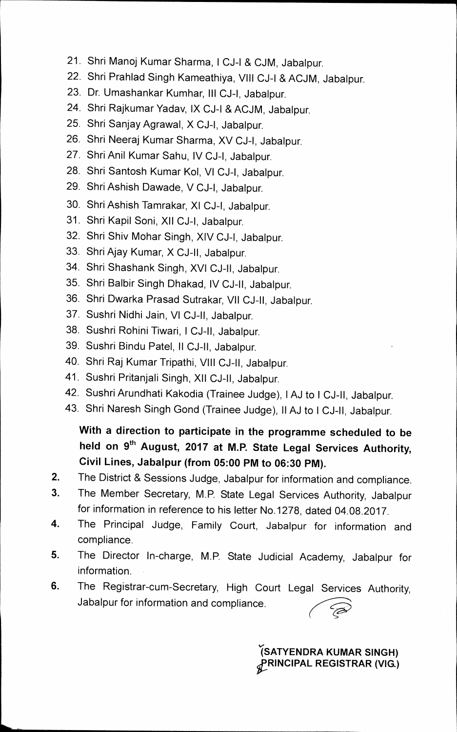21. Shri Manoj Kumar Sharma, I CJ-I & CJM, Jabalpur.
22. Shri Prahlad Singh Kameathiya, VIII CJ-I & ACJM, Jabalpur.
23. Dr. Umashankar Kumhar, III CJ-I, Jabalpur.
24. Shri Rajkumar Yadav, IX CJ-I & ACJM, Jabalpur.
25. Shri Sanjay Agrawal, X CJ-I, Jabalpur.
26. Shri Neeraj Kumar Sharma, XV CJ-I, Jabalpur.
27. Shri Anil Kumar Sahu, IV CJ-I, Jabalpur.
28. Shri Santosh Kumar Kol, VI CJ-I, Jabalpur.
29. Shri Ashish Dawade, V CJ-I, Jabalpur.
30. Shri Ashish Tamrakar, XI CJ-I, Jabalpur.
31. Shri Kapil Soni, XII CJ-I, Jabalpur.
32. Shri Shiv Mohar Singh, XIV CJ-I, Jabalpur.
33. Shri Ajay Kumar, X CJ-II, Jabalpur.
34. Shri Shashank Singh, XVI CJ-II, Jabalpur.
35. Shri Balbir Singh Dhakad, IV CJ-II, Jabalpur.
36. Shri Dwarka Prasad Sutrakar, VII CJ-II, Jabalpur.
37. Sushri Nidhi Jain, VI CJ-II, Jabalpur.
38. Sushri Rohini Tiwari, I CJ-II, Jabalpur.
39. Sushri Bindu Patel, II CJ-II, Jabalpur.
40. Shri Raj Kumar Tripathi, VIII CJ-II, Jabalpur.
41. Sushri Pritanjali Singh, XII CJ-II, Jabalpur.
42. Sushri Arundhati Kakodia (Trainee Judge), I AJ to I CJ-II, Jabalpur.
43. Shri Naresh Singh Gond (Trainee Judge), II AJ to I CJ-II, Jabalpur.

**With a direction to participate in the programme scheduled to be held on 9th August, 2017 at M.P. State Legal Services Authority, Civil Lines, Jabalpur (from 05:00 PM to 06:30 PM).**

2. The District & Sessions Judge, Jabalpur for information and compliance.
3. The Member Secretary, M.P. State Legal Services Authority, Jabalpur for information in reference to his letter No.1278, dated 04.08.2017.
4. The Principal Judge, Family Court, Jabalpur for information and compliance.
5. The Director In-charge, M.P. State Judicial Academy, Jabalpur for information.
6. The Registrar-cum-Secretary, High Court Legal Services Authority, Jabalpur for information and compliance.

**(SATYENDRA KUMAR SINGH)**
**PRINCIPAL REGISTRAR (VIG.)**